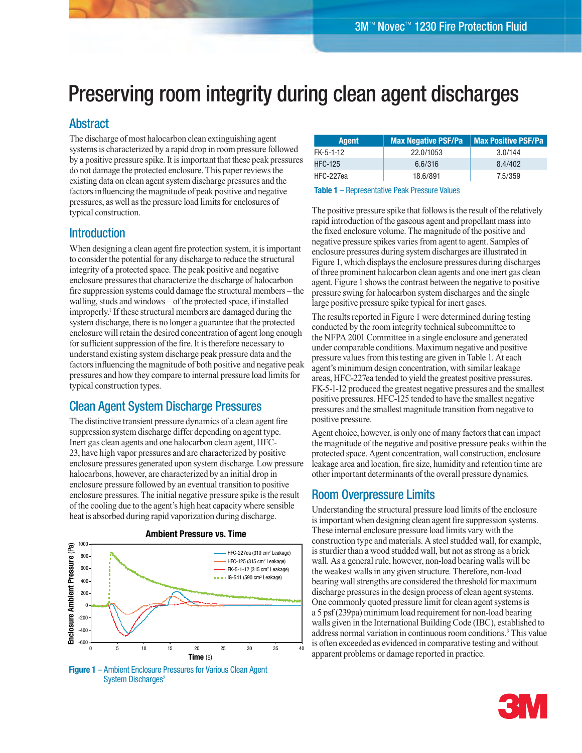# Preserving room integrity during clean agent discharges

## Abstract

The discharge of most halocarbon clean extinguishing agent systems is characterized by a rapid drop in room pressure followed by a positive pressure spike. It is important that these peak pressures do not damage the protected enclosure. This paper reviews the existing data on clean agent system discharge pressures and the factors influencing the magnitude of peak positive and negative pressures, as well as the pressure load limits for enclosures of typical construction.

## Introduction

When designing a clean agent fire protection system, it is important to consider the potential for any discharge to reduce the structural integrity of a protected space. The peak positive and negative enclosure pressures that characterize the discharge of halocarbon fire suppression systems could damage the structural members – the walling, studs and windows – of the protected space, if installed improperly.[1] If these structural members are damaged during the system discharge, there is no longer a guarantee that the protected enclosure will retain the desired concentration of agent long enough for sufficient suppression of the fire. It is therefore necessary to understand existing system discharge peak pressure data and the factors influencing the magnitude of both positive and negative peak pressures and how they compare to internal pressure load limits for typical construction types.

## Clean Agent System Discharge Pressures

The distinctive transient pressure dynamics of a clean agent fire suppression system discharge differ depending on agent type. Inert gas clean agents and one halocarbon clean agent, HFC-23, have high vapor pressures and are characterized by positive enclosure pressures generated upon system discharge. Low pressure halocarbons, however, are characterized by an initial drop in enclosure pressure followed by an eventual transition to positive enclosure pressures. The initial negative pressure spike is the result of the cooling due to the agent's high heat capacity where sensible heat is absorbed during rapid vaporization during discharge.

Figure 1 – Ambient Enclosure Pressures for Various Clean Agent System Discharges[2]

| Agent | Max Negative PSF/Pa | Max Positive PSF/Pa |
|---|---|---|
| FK-5-1-12 | 22.0/1053 | 3.0/144 |
| HFC-125 | 6.6/316 | 8.4/402 |
| HFC-227ea | 18.6/891 | 7.5/359 |

Table 1 – Representative Peak Pressure Values

The positive pressure spike that follows is the result of the relatively rapid introduction of the gaseous agent and propellant mass into the fixed enclosure volume. The magnitude of the positive and negative pressure spikes varies from agent to agent. Samples of enclosure pressures during system discharges are illustrated in Figure 1, which displays the enclosure pressures during discharges of three prominent halocarbon clean agents and one inert gas clean agent. Figure 1 shows the contrast between the negative to positive pressure swing for halocarbon system discharges and the single large positive pressure spike typical for inert gases.

The results reported in Figure 1 were determined during testing conducted by the room integrity technical subcommittee to the NFPA 2001 Committee in a single enclosure and generated under comparable conditions. Maximum negative and positive pressure values from this testing are given in Table 1. At each agent's minimum design concentration, with similar leakage areas, HFC-227ea tended to yield the greatest positive pressures. FK-5-1-12 produced the greatest negative pressures and the smallest positive pressures. HFC-125 tended to have the smallest negative pressures and the smallest magnitude transition from negative to positive pressure.

Agent choice, however, is only one of many factors that can impact the magnitude of the negative and positive pressure peaks within the protected space. Agent concentration, wall construction, enclosure leakage area and location, fire size, humidity and retention time are other important determinants of the overall pressure dynamics.

## Room Overpressure Limits

Understanding the structural pressure load limits of the enclosure is important when designing clean agent fire suppression systems. These internal enclosure pressure load limits vary with the construction type and materials. A steel studded wall, for example, is sturdier than a wood studded wall, but not as strong as a brick wall. As a general rule, however, non-load bearing walls will be the weakest walls in any given structure. Therefore, non-load bearing wall strengths are considered the threshold for maximum discharge pressures in the design process of clean agent systems. One commonly quoted pressure limit for clean agent systems is a 5 psf (239pa) minimum load requirement for non-load bearing walls given in the International Building Code (IBC), established to address normal variation in continuous room conditions.[3] This value is often exceeded as evidenced in comparative testing and without apparent problems or damage reported in practice.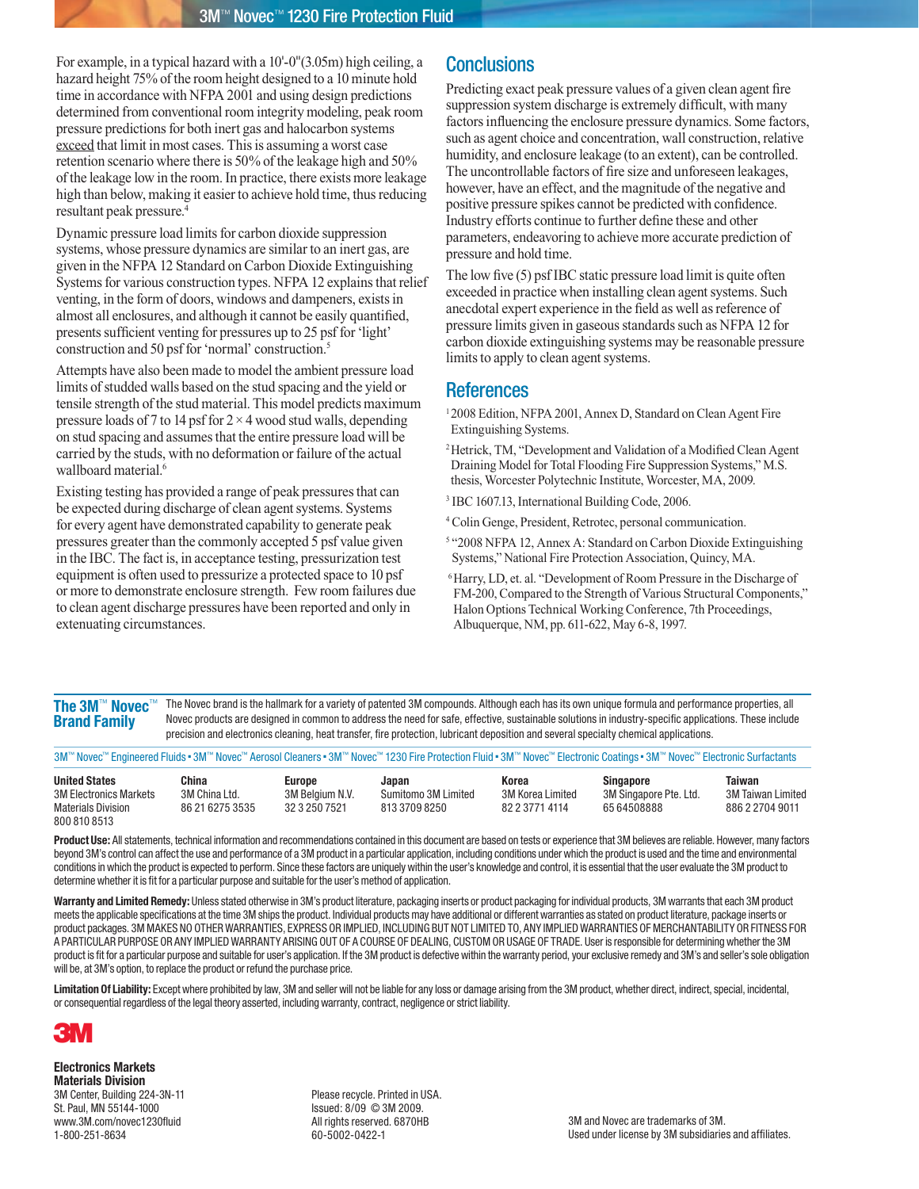For example, in a typical hazard with a 10'-0"(3.05m) high ceiling, a hazard height 75% of the room height designed to a 10 minute hold time in accordance with NFPA 2001 and using design predictions determined from conventional room integrity modeling, peak room pressure predictions for both inert gas and halocarbon systems exceed that limit in most cases. This is assuming a worst case retention scenario where there is 50% of the leakage high and 50% of the leakage low in the room. In practice, there exists more leakage high than below, making it easier to achieve hold time, thus reducing resultant peak pressure.[4]

Dynamic pressure load limits for carbon dioxide suppression systems, whose pressure dynamics are similar to an inert gas, are given in the NFPA 12 Standard on Carbon Dioxide Extinguishing Systems for various construction types. NFPA 12 explains that relief venting, in the form of doors, windows and dampeners, exists in almost all enclosures, and although it cannot be easily quantified, presents sufficient venting for pressures up to 25 psf for 'light' construction and 50 psf for 'normal' construction.[5]

Attempts have also been made to model the ambient pressure load limits of studded walls based on the stud spacing and the yield or tensile strength of the stud material. This model predicts maximum pressure loads of 7 to 14 psf for 2 × 4 wood stud walls, depending on stud spacing and assumes that the entire pressure load will be carried by the studs, with no deformation or failure of the actual wallboard material.[6]

Existing testing has provided a range of peak pressures that can be expected during discharge of clean agent systems. Systems for every agent have demonstrated capability to generate peak pressures greater than the commonly accepted 5 psf value given in the IBC. The fact is, in acceptance testing, pressurization test equipment is often used to pressurize a protected space to 10 psf or more to demonstrate enclosure strength. Few room failures due to clean agent discharge pressures have been reported and only in extenuating circumstances.

## Conclusions

Predicting exact peak pressure values of a given clean agent fire suppression system discharge is extremely difficult, with many factors influencing the enclosure pressure dynamics. Some factors, such as agent choice and concentration, wall construction, relative humidity, and enclosure leakage (to an extent), can be controlled. The uncontrollable factors of fire size and unforeseen leakages, however, have an effect, and the magnitude of the negative and positive pressure spikes cannot be predicted with confidence. Industry efforts continue to further define these and other parameters, endeavoring to achieve more accurate prediction of pressure and hold time.

The low five (5) psf IBC static pressure load limit is quite often exceeded in practice when installing clean agent systems. Such anecdotal expert experience in the field as well as reference of pressure limits given in gaseous standards such as NFPA 12 for carbon dioxide extinguishing systems may be reasonable pressure limits to apply to clean agent systems.

## References

[1] 2008 Edition, NFPA 2001, Annex D, Standard on Clean Agent Fire Extinguishing Systems.

[2] Hetrick, TM, "Development and Validation of a Modified Clean Agent Draining Model for Total Flooding Fire Suppression Systems," M.S. thesis, Worcester Polytechnic Institute, Worcester, MA, 2009.

[3] IBC 1607.13, International Building Code, 2006.

[4] Colin Genge, President, Retrotec, personal communication.

[5] "2008 NFPA 12, Annex A: Standard on Carbon Dioxide Extinguishing Systems," National Fire Protection Association, Quincy, MA.

[6] Harry, LD, et. al. "Development of Room Pressure in the Discharge of FM-200, Compared to the Strength of Various Structural Components," Halon Options Technical Working Conference, 7th Proceedings, Albuquerque, NM, pp. 611-622, May 6-8, 1997.

**The 3M™ Novec™ Brand Family** The Novec brand is the hallmark for a variety of patented 3M compounds. Although each has its own unique formula and performance properties, all Novec products are designed in common to address the need for safe, effective, sustainable solutions in industry-specific applications. These include precision and electronics cleaning, heat transfer, fire protection, lubricant deposition and several specialty chemical applications.

3M™ Novec™ Engineered Fluids • 3M™ Novec™ Aerosol Cleaners • 3M™ Novec™ 1230 Fire Protection Fluid • 3M™ Novec™ Electronic Coatings • 3M™ Novec™ Electronic Surfactants

| United States | China | Europe | Japan | Korea | Singapore | Taiwan |
|---|---|---|---|---|---|---|
| 3M Electronics Markets Materials Division 800 810 8513 | 3M China Ltd. 86 21 6275 3535 | 3M Belgium N.V. 32 3 250 7521 | Sumitomo 3M Limited 813 3709 8250 | 3M Korea Limited 82 2 3771 4114 | 3M Singapore Pte. Ltd. 65 64508888 | 3M Taiwan Limited 886 2 2704 9011 |

**Product Use:** All statements, technical information and recommendations contained in this document are based on tests or experience that 3M believes are reliable. However, many factors beyond 3M's control can affect the use and performance of a 3M product in a particular application, including conditions under which the product is used and the time and environmental conditions in which the product is expected to perform. Since these factors are uniquely within the user's knowledge and control, it is essential that the user evaluate the 3M product to determine whether it is fit for a particular purpose and suitable for the user's method of application.

**Warranty and Limited Remedy:** Unless stated otherwise in 3M's product literature, packaging inserts or product packaging for individual products, 3M warrants that each 3M product meets the applicable specifications at the time 3M ships the product. Individual products may have additional or different warranties as stated on product literature, package inserts or product packages. 3M MAKES NO OTHER WARRANTIES, EXPRESS OR IMPLIED, INCLUDING BUT NOT LIMITED TO, ANY IMPLIED WARRANTIES OF MERCHANTABILITY OR FITNESS FOR A PARTICULAR PURPOSE OR ANY IMPLIED WARRANTY ARISING OUT OF A COURSE OF DEALING, CUSTOM OR USAGE OF TRADE. User is responsible for determining whether the 3M product is fit for a particular purpose and suitable for user's application. If the 3M product is defective within the warranty period, your exclusive remedy and 3M's and seller's sole obligation will be, at 3M's option, to replace the product or refund the purchase price.

**Limitation Of Liability:** Except where prohibited by law, 3M and seller will not be liable for any loss or damage arising from the 3M product, whether direct, indirect, special, incidental, or consequential regardless of the legal theory asserted, including warranty, contract, negligence or strict liability.

3M

**Electronics Markets Materials Division**
3M Center, Building 224-3N-11
St. Paul, MN 55144-1000
www.3M.com/novec1230fluid
1-800-251-8634

Please recycle. Printed in USA.
Issued: 8/09 © 3M 2009.
All rights reserved. 6870HB
60-5002-0422-1

3M and Novec are trademarks of 3M.
Used under license by 3M subsidiaries and affiliates.